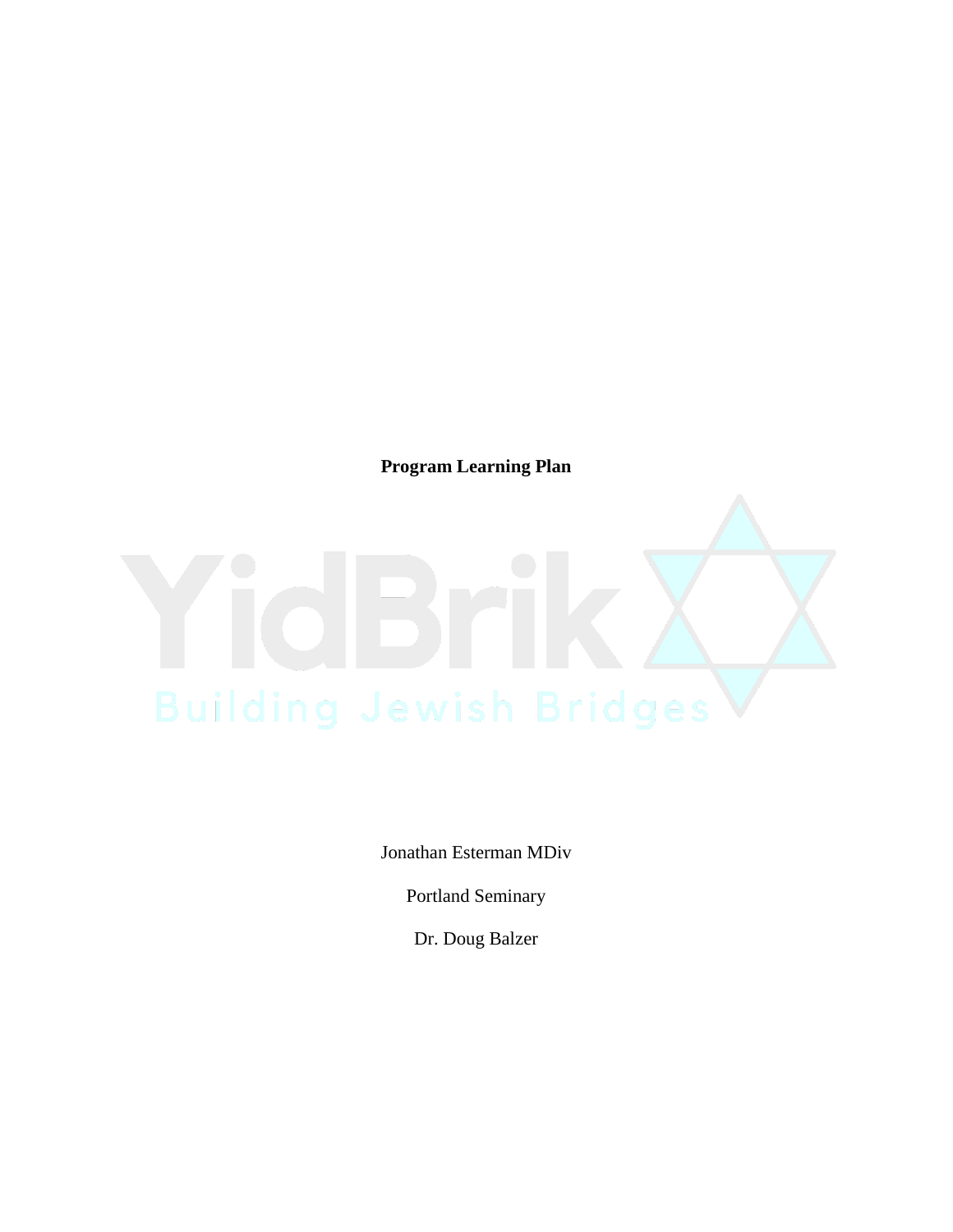**Program Learning Plan**

YidBrik

Building Jewish Bridges

Jonathan Esterman MDiv

Portland Seminary

Dr. Doug Balzer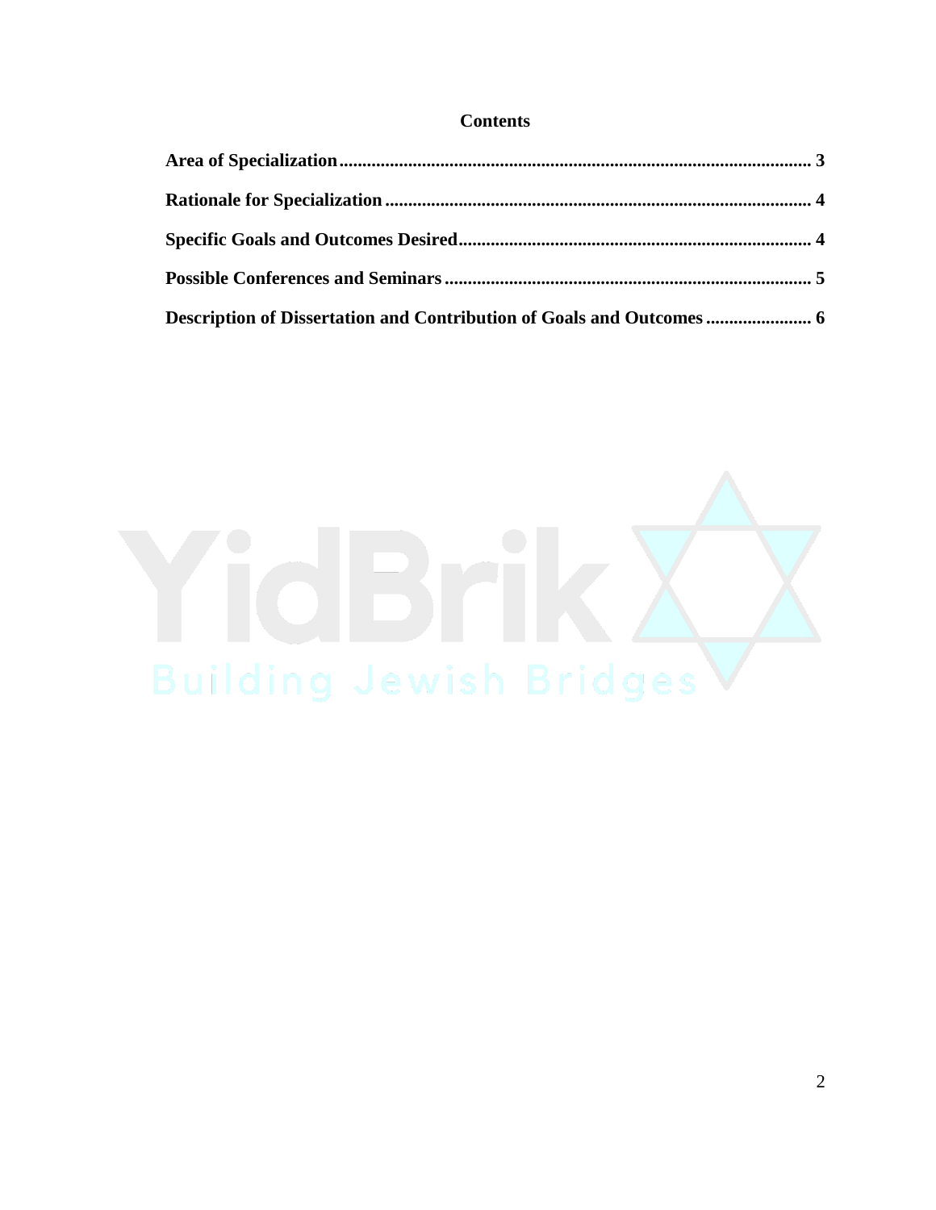# Contents

**Area of Specialization** ........................................................................................................ **3**

**Rationale for Specialization** ................................................................................................ **4**

**Specific Goals and Outcomes Desired** ................................................................................ **4**

**Possible Conferences and Seminars** .................................................................................... **5**

**Description of Dissertation and Contribution of Goals and Outcomes** ......................... **6**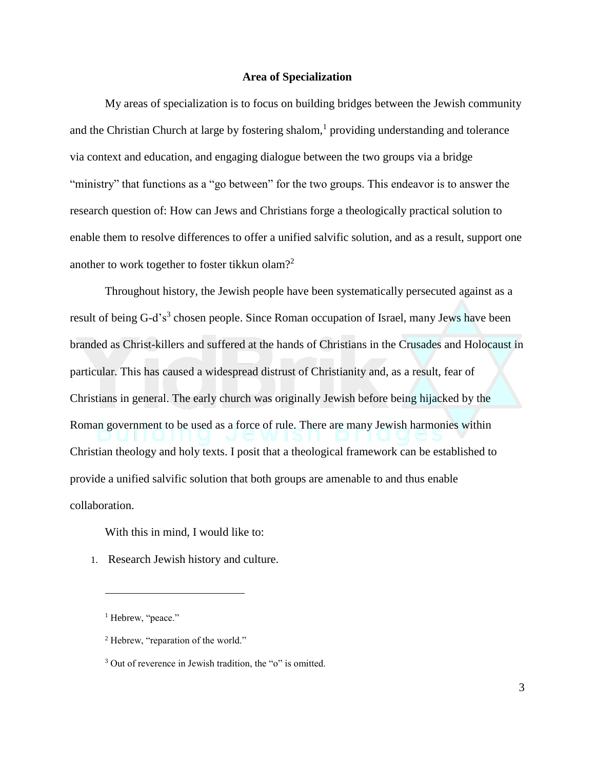## Area of Specialization

My areas of specialization is to focus on building bridges between the Jewish community and the Christian Church at large by fostering shalom,[1] providing understanding and tolerance via context and education, and engaging dialogue between the two groups via a bridge "ministry" that functions as a "go between" for the two groups. This endeavor is to answer the research question of: How can Jews and Christians forge a theologically practical solution to enable them to resolve differences to offer a unified salvific solution, and as a result, support one another to work together to foster tikkun olam?[2]

Throughout history, the Jewish people have been systematically persecuted against as a result of being G-d's[3] chosen people. Since Roman occupation of Israel, many Jews have been branded as Christ-killers and suffered at the hands of Christians in the Crusades and Holocaust in particular. This has caused a widespread distrust of Christianity and, as a result, fear of Christians in general. The early church was originally Jewish before being hijacked by the Roman government to be used as a force of rule. There are many Jewish harmonies within Christian theology and holy texts. I posit that a theological framework can be established to provide a unified salvific solution that both groups are amenable to and thus enable collaboration.

With this in mind, I would like to:

1. Research Jewish history and culture.

---

[1] Hebrew, "peace."

[2] Hebrew, "reparation of the world."

[3] Out of reverence in Jewish tradition, the "o" is omitted.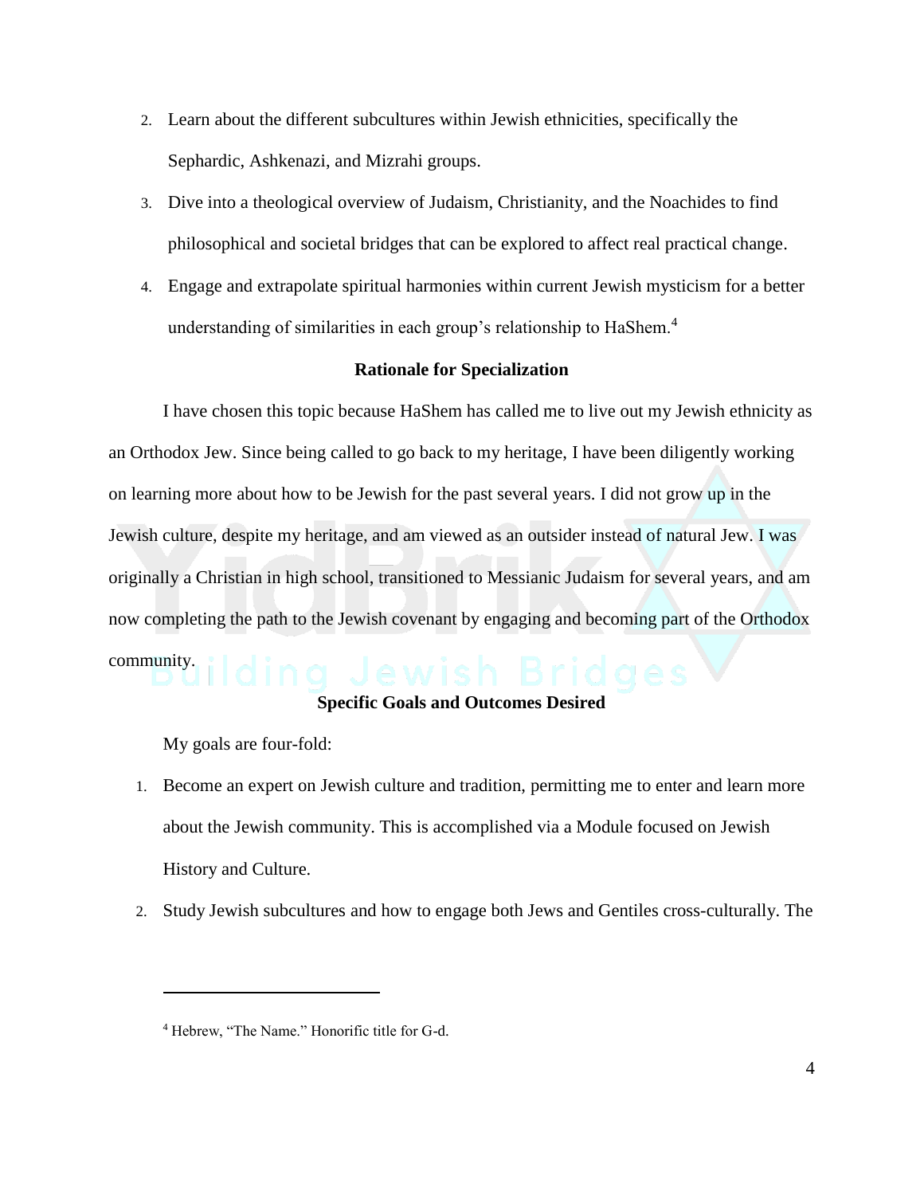2. Learn about the different subcultures within Jewish ethnicities, specifically the Sephardic, Ashkenazi, and Mizrahi groups.
3. Dive into a theological overview of Judaism, Christianity, and the Noachides to find philosophical and societal bridges that can be explored to affect real practical change.
4. Engage and extrapolate spiritual harmonies within current Jewish mysticism for a better understanding of similarities in each group's relationship to HaShem.[4]

**Rationale for Specialization**

I have chosen this topic because HaShem has called me to live out my Jewish ethnicity as an Orthodox Jew. Since being called to go back to my heritage, I have been diligently working on learning more about how to be Jewish for the past several years. I did not grow up in the Jewish culture, despite my heritage, and am viewed as an outsider instead of natural Jew. I was originally a Christian in high school, transitioned to Messianic Judaism for several years, and am now completing the path to the Jewish covenant by engaging and becoming part of the Orthodox community.

**Specific Goals and Outcomes Desired**

My goals are four-fold:

1. Become an expert on Jewish culture and tradition, permitting me to enter and learn more about the Jewish community. This is accomplished via a Module focused on Jewish History and Culture.
2. Study Jewish subcultures and how to engage both Jews and Gentiles cross-culturally. The

[4] Hebrew, "The Name." Honorific title for G-d.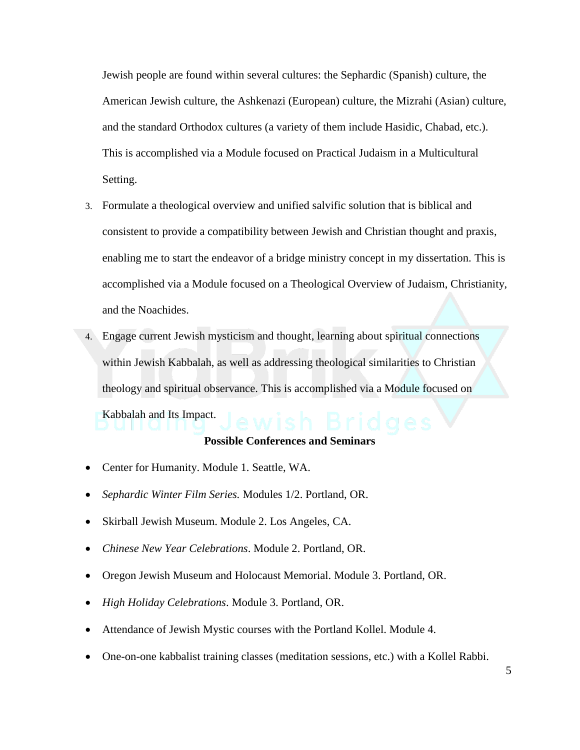Jewish people are found within several cultures: the Sephardic (Spanish) culture, the American Jewish culture, the Ashkenazi (European) culture, the Mizrahi (Asian) culture, and the standard Orthodox cultures (a variety of them include Hasidic, Chabad, etc.). This is accomplished via a Module focused on Practical Judaism in a Multicultural Setting.

3. Formulate a theological overview and unified salvific solution that is biblical and consistent to provide a compatibility between Jewish and Christian thought and praxis, enabling me to start the endeavor of a bridge ministry concept in my dissertation. This is accomplished via a Module focused on a Theological Overview of Judaism, Christianity, and the Noachides.
4. Engage current Jewish mysticism and thought, learning about spiritual connections within Jewish Kabbalah, as well as addressing theological similarities to Christian theology and spiritual observance. This is accomplished via a Module focused on Kabbalah and Its Impact.

**Possible Conferences and Seminars**

- Center for Humanity. Module 1. Seattle, WA.
- *Sephardic Winter Film Series.* Modules 1/2. Portland, OR.
- Skirball Jewish Museum. Module 2. Los Angeles, CA.
- *Chinese New Year Celebrations*. Module 2. Portland, OR.
- Oregon Jewish Museum and Holocaust Memorial. Module 3. Portland, OR.
- *High Holiday Celebrations*. Module 3. Portland, OR.
- Attendance of Jewish Mystic courses with the Portland Kollel. Module 4.
- One-on-one kabbalist training classes (meditation sessions, etc.) with a Kollel Rabbi.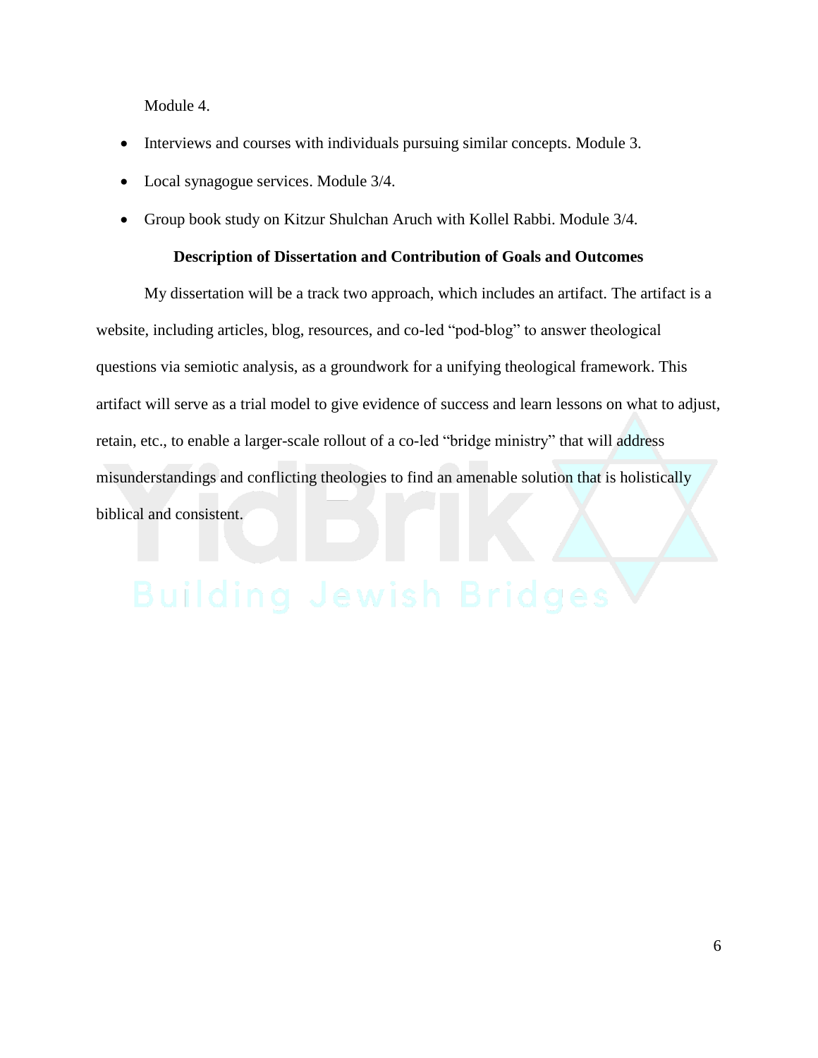Module 4.

- Interviews and courses with individuals pursuing similar concepts. Module 3.
- Local synagogue services. Module 3/4.
- Group book study on Kitzur Shulchan Aruch with Kollel Rabbi. Module 3/4.

**Description of Dissertation and Contribution of Goals and Outcomes**

My dissertation will be a track two approach, which includes an artifact. The artifact is a website, including articles, blog, resources, and co-led "pod-blog" to answer theological questions via semiotic analysis, as a groundwork for a unifying theological framework. This artifact will serve as a trial model to give evidence of success and learn lessons on what to adjust, retain, etc., to enable a larger-scale rollout of a co-led "bridge ministry" that will address misunderstandings and conflicting theologies to find an amenable solution that is holistically biblical and consistent.